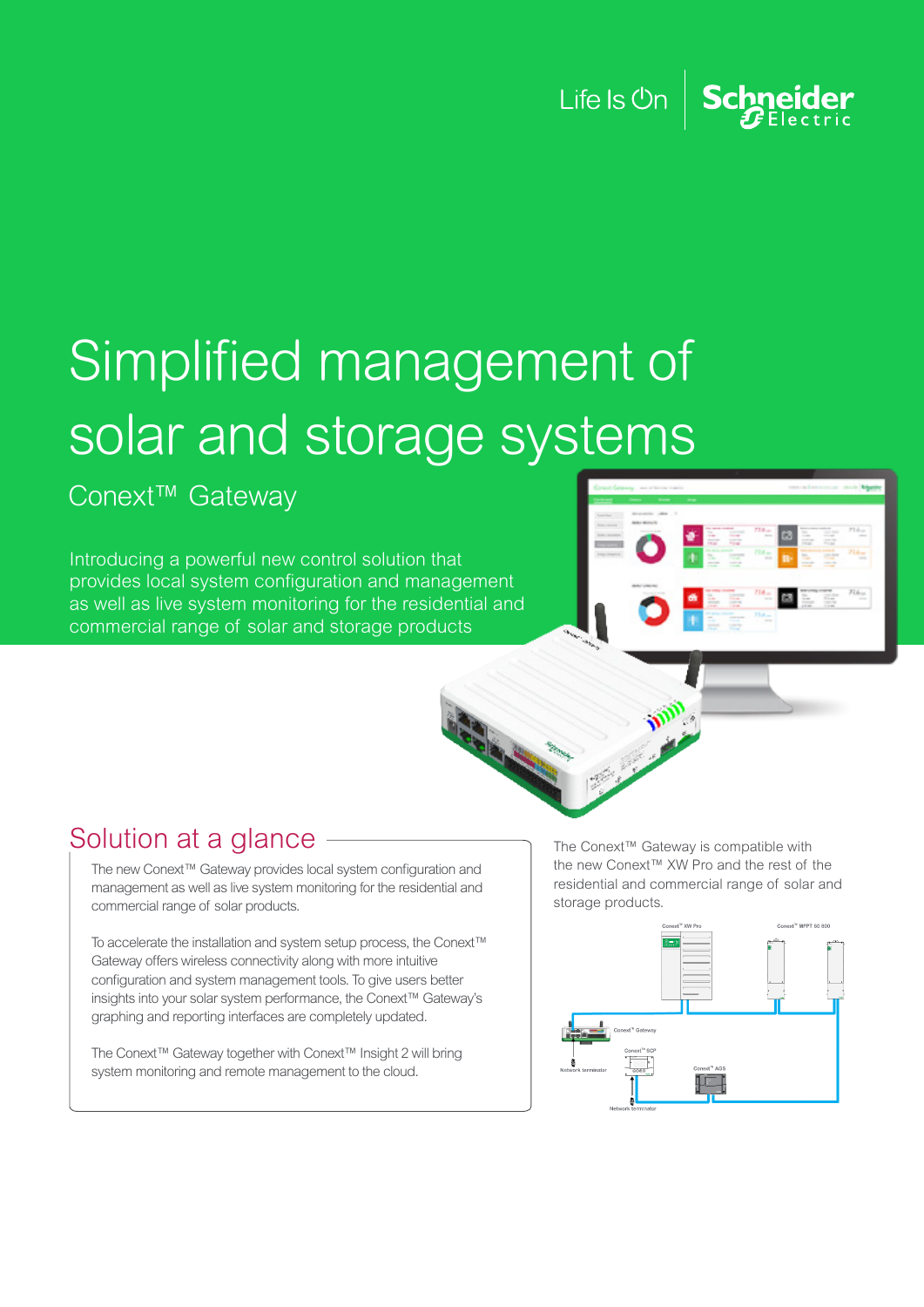Life Is On | Schneider Electric

# Simplified management of solar and storage systems

## Conext™ Gateway

Introducing a powerful new control solution that provides local system configuration and management as well as live system monitoring for the residential and commercial range of solar and storage products

## Solution at a glance

The new Conext™ Gateway provides local system configuration and management as well as live system monitoring for the residential and commercial range of solar products.

To accelerate the installation and system setup process, the Conext™ Gateway offers wireless connectivity along with more intuitive configuration and system management tools. To give users better insights into your solar system performance, the Conext™ Gateway's graphing and reporting interfaces are completely updated.

The Conext™ Gateway together with Conext™ Insight 2 will bring system monitoring and remote management to the cloud.

The Conext™ Gateway is compatible with the new Conext™ XW Pro and the rest of the residential and commercial range of solar and storage products.

Conext™ XW Pro

Conext™ MPPT 60 600

Conext™ Gateway

Conext™ SCP

Conext™ AGS

Network terminator

Network terminator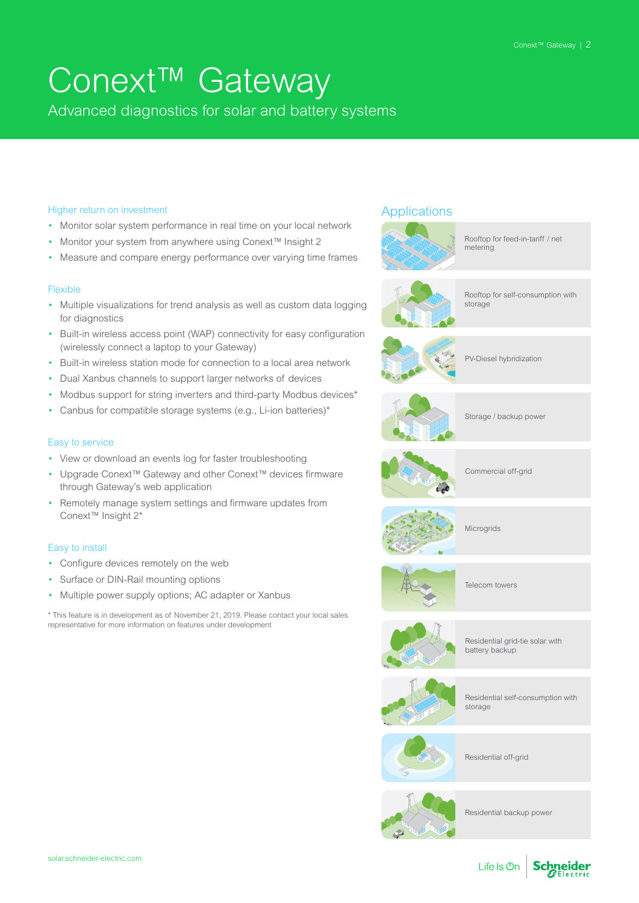# Conext™ Gateway

Advanced diagnostics for solar and battery systems

### Higher return on investment

- Monitor solar system performance in real time on your local network
- Monitor your system from anywhere using Conext™ Insight 2
- Measure and compare energy performance over varying time frames

### Flexible

- Multiple visualizations for trend analysis as well as custom data logging for diagnostics
- Built-in wireless access point (WAP) connectivity for easy configuration (wirelessly connect a laptop to your Gateway)
- Built-in wireless station mode for connection to a local area network
- Dual Xanbus channels to support larger networks of devices
- Modbus support for string inverters and third-party Modbus devices*
- Canbus for compatible storage systems (e.g., Li-ion batteries)*

### Easy to service

- View or download an events log for faster troubleshooting
- Upgrade Conext™ Gateway and other Conext™ devices firmware through Gateway's web application
- Remotely manage system settings and firmware updates from Conext™ Insight 2*

### Easy to install

- Configure devices remotely on the web
- Surface or DIN-Rail mounting options
- Multiple power supply options; AC adapter or Xanbus

\* This feature is in development as of November 21, 2019. Please contact your local sales representative for more information on features under development

## Applications

- Rooftop for feed-in-tariff / net metering
- Rooftop for self-consumption with storage
- PV-Diesel hybridization
- Storage / backup power
- Commercial off-grid
- Microgrids
- Telecom towers
- Residential grid-tie solar with battery backup
- Residential self-consumption with storage
- Residential off-grid
- Residential backup power

solar.schneider-electric.com

Life Is On | Schneider Electric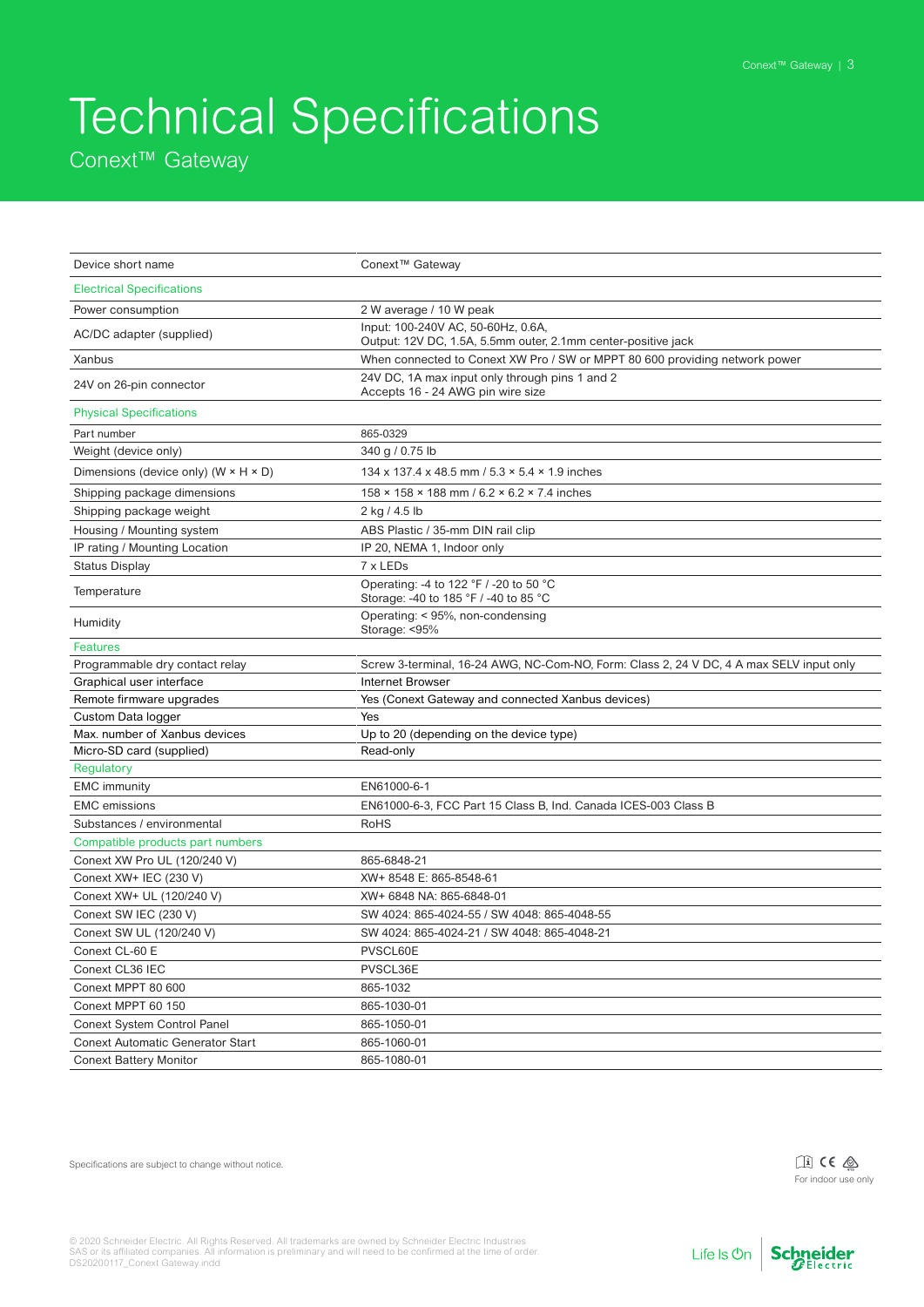# Technical Specifications

## Conext™ Gateway

| | |
|---|---|
| Device short name | Conext™ Gateway |
| **Electrical Specifications** | |
| Power consumption | 2 W average / 10 W peak |
| AC/DC adapter (supplied) | Input: 100-240V AC, 50-60Hz, 0.6A,<br>Output: 12V DC, 1.5A, 5.5mm outer, 2.1mm center-positive jack |
| Xanbus | When connected to Conext XW Pro / SW or MPPT 80 600 providing network power |
| 24V on 26-pin connector | 24V DC, 1A max input only through pins 1 and 2<br>Accepts 16 - 24 AWG pin wire size |
| **Physical Specifications** | |
| Part number | 865-0329 |
| Weight (device only) | 340 g / 0.75 lb |
| Dimensions (device only) (W × H × D) | 134 x 137.4 x 48.5 mm / 5.3 × 5.4 × 1.9 inches |
| Shipping package dimensions | 158 × 158 × 188 mm / 6.2 × 6.2 × 7.4 inches |
| Shipping package weight | 2 kg / 4.5 lb |
| Housing / Mounting system | ABS Plastic / 35-mm DIN rail clip |
| IP rating / Mounting Location | IP 20, NEMA 1, Indoor only |
| Status Display | 7 x LEDs |
| Temperature | Operating: -4 to 122 °F / -20 to 50 °C<br>Storage: -40 to 185 °F / -40 to 85 °C |
| Humidity | Operating: < 95%, non-condensing<br>Storage: <95% |
| **Features** | |
| Programmable dry contact relay | Screw 3-terminal, 16-24 AWG, NC-Com-NO, Form: Class 2, 24 V DC, 4 A max SELV input only |
| Graphical user interface | Internet Browser |
| Remote firmware upgrades | Yes (Conext Gateway and connected Xanbus devices) |
| Custom Data logger | Yes |
| Max. number of Xanbus devices | Up to 20 (depending on the device type) |
| Micro-SD card (supplied) | Read-only |
| **Regulatory** | |
| EMC immunity | EN61000-6-1 |
| EMC emissions | EN61000-6-3, FCC Part 15 Class B, Ind. Canada ICES-003 Class B |
| Substances / environmental | RoHS |
| **Compatible products part numbers** | |
| Conext XW Pro UL (120/240 V) | 865-6848-21 |
| Conext XW+ IEC (230 V) | XW+ 8548 E: 865-8548-61 |
| Conext XW+ UL (120/240 V) | XW+ 6848 NA: 865-6848-01 |
| Conext SW IEC (230 V) | SW 4024: 865-4024-55 / SW 4048: 865-4048-55 |
| Conext SW UL (120/240 V) | SW 4024: 865-4024-21 / SW 4048: 865-4048-21 |
| Conext CL-60 E | PVSCL60E |
| Conext CL36 IEC | PVSCL36E |
| Conext MPPT 80 600 | 865-1032 |
| Conext MPPT 60 150 | 865-1030-01 |
| Conext System Control Panel | 865-1050-01 |
| Conext Automatic Generator Start | 865-1060-01 |
| Conext Battery Monitor | 865-1080-01 |

Specifications are subject to change without notice.

For indoor use only

© 2020 Schneider Electric. All Rights Reserved. All trademarks are owned by Schneider Electric Industries SAS or its affiliated companies. All information is preliminary and will need to be confirmed at the time of order.
DS20200117_Conext Gateway.indd

Life Is On Schneider Electric